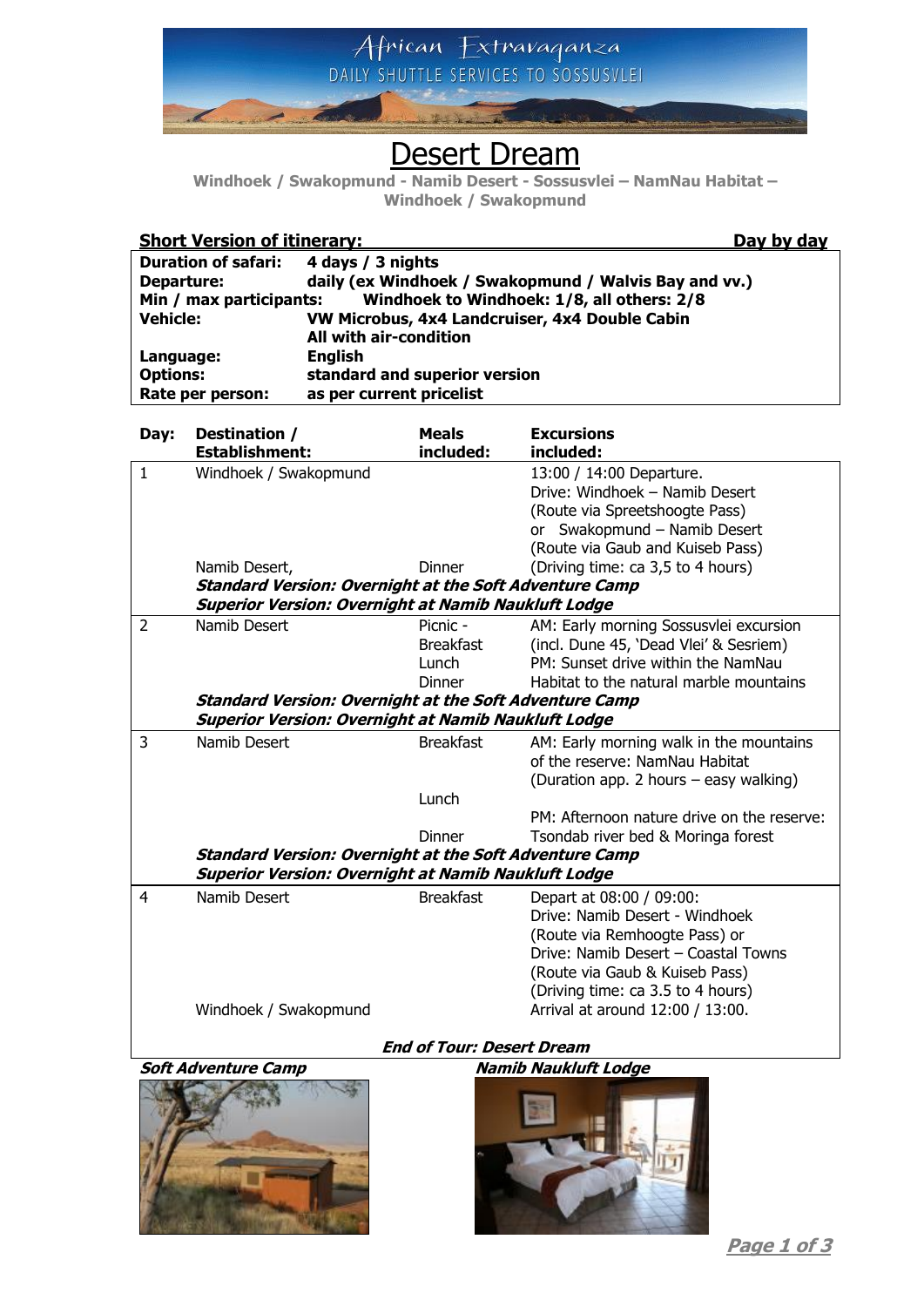African Extravaganza
DAILY SHUTTLE SERVICES TO SOSSUSVLEI

# Desert Dream

**Windhoek / Swakopmund - Namib Desert - Sossusvlei – NamNau Habitat – Windhoek / Swakopmund**

**Short Version of itinerary:** **Day by day**

| | |
|---|---|
| **Duration of safari:** | **4 days / 3 nights** |
| **Departure:** | **daily (ex Windhoek / Swakopmund / Walvis Bay and vv.)** |
| **Min / max participants:** | **Windhoek to Windhoek: 1/8, all others: 2/8** |
| **Vehicle:** | **VW Microbus, 4x4 Landcruiser, 4x4 Double Cabin All with air-condition** |
| **Language:** | **English** |
| **Options:** | **standard and superior version** |
| **Rate per person:** | **as per current pricelist** |

| **Day:** | **Destination / Establishment:** | **Meals included:** | **Excursions included:** |
|---|---|---|---|
| 1 | Windhoek / Swakopmund<br><br>Namib Desert, | <br><br>Dinner | 13:00 / 14:00 Departure.<br>Drive: Windhoek – Namib Desert (Route via Spreetshoogte Pass) or Swakopmund – Namib Desert (Route via Gaub and Kuiseb Pass)<br>(Driving time: ca 3,5 to 4 hours) |
| | ***Standard Version: Overnight at the Soft Adventure Camp***<br>***Superior Version: Overnight at Namib Naukluft Lodge*** | | |
| 2 | Namib Desert | Picnic - Breakfast<br>Lunch<br>Dinner | AM: Early morning Sossusvlei excursion (incl. Dune 45, 'Dead Vlei' & Sesriem)<br>PM: Sunset drive within the NamNau Habitat to the natural marble mountains |
| | ***Standard Version: Overnight at the Soft Adventure Camp***<br>***Superior Version: Overnight at Namib Naukluft Lodge*** | | |
| 3 | Namib Desert | Breakfast<br><br>Lunch<br><br>Dinner | AM: Early morning walk in the mountains of the reserve: NamNau Habitat (Duration app. 2 hours – easy walking)<br><br>PM: Afternoon nature drive on the reserve: Tsondab river bed & Moringa forest |
| | ***Standard Version: Overnight at the Soft Adventure Camp***<br>***Superior Version: Overnight at Namib Naukluft Lodge*** | | |
| 4 | Namib Desert<br><br>Windhoek / Swakopmund | Breakfast | Depart at 08:00 / 09:00:<br>Drive: Namib Desert - Windhoek (Route via Remhoogte Pass) or<br>Drive: Namib Desert – Coastal Towns (Route via Gaub & Kuiseb Pass)<br>(Driving time: ca 3.5 to 4 hours)<br>Arrival at around 12:00 / 13:00. |

***End of Tour: Desert Dream***

***Soft Adventure Camp***

***Namib Naukluft Lodge***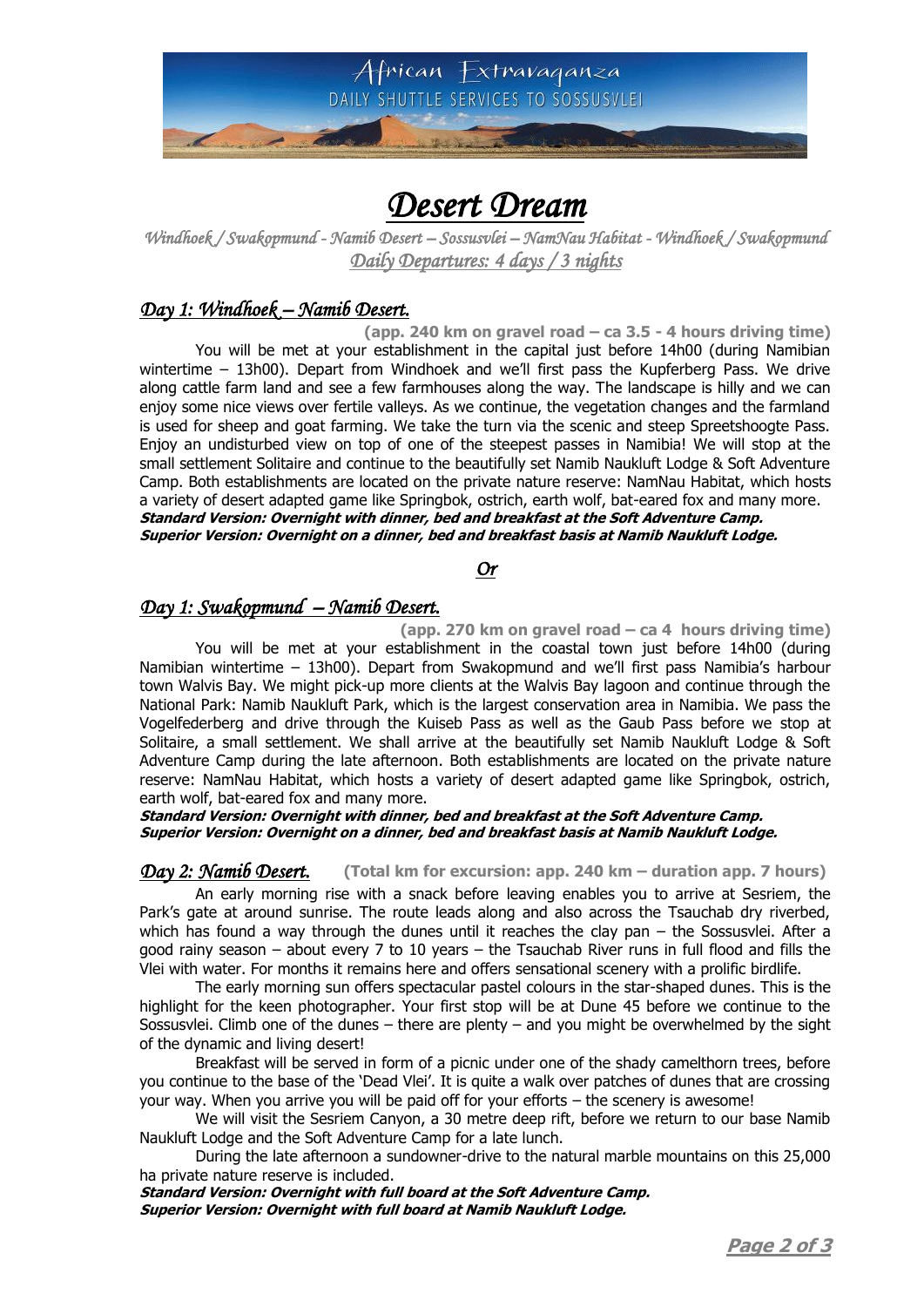African Extravaganza
DAILY SHUTTLE SERVICES TO SOSSUSVLEI

# *Desert Dream*

*Windhoek / Swakopmund - Namib Desert – Sossusvlei – NamNau Habitat - Windhoek / Swakopmund*

*Daily Departures: 4 days / 3 nights*

## *Day 1: Windhoek – Namib Desert.*

**(app. 240 km on gravel road – ca 3.5 - 4 hours driving time)**

You will be met at your establishment in the capital just before 14h00 (during Namibian wintertime – 13h00). Depart from Windhoek and we'll first pass the Kupferberg Pass. We drive along cattle farm land and see a few farmhouses along the way. The landscape is hilly and we can enjoy some nice views over fertile valleys. As we continue, the vegetation changes and the farmland is used for sheep and goat farming. We take the turn via the scenic and steep Spreetshoogte Pass. Enjoy an undisturbed view on top of one of the steepest passes in Namibia! We will stop at the small settlement Solitaire and continue to the beautifully set Namib Naukluft Lodge & Soft Adventure Camp. Both establishments are located on the private nature reserve: NamNau Habitat, which hosts a variety of desert adapted game like Springbok, ostrich, earth wolf, bat-eared fox and many more.

***Standard Version: Overnight with dinner, bed and breakfast at the Soft Adventure Camp.***
***Superior Version: Overnight on a dinner, bed and breakfast basis at Namib Naukluft Lodge.***

*Or*

## *Day 1: Swakopmund – Namib Desert.*

**(app. 270 km on gravel road – ca 4 hours driving time)**

You will be met at your establishment in the coastal town just before 14h00 (during Namibian wintertime – 13h00). Depart from Swakopmund and we'll first pass Namibia's harbour town Walvis Bay. We might pick-up more clients at the Walvis Bay lagoon and continue through the National Park: Namib Naukluft Park, which is the largest conservation area in Namibia. We pass the Vogelfederberg and drive through the Kuiseb Pass as well as the Gaub Pass before we stop at Solitaire, a small settlement. We shall arrive at the beautifully set Namib Naukluft Lodge & Soft Adventure Camp during the late afternoon. Both establishments are located on the private nature reserve: NamNau Habitat, which hosts a variety of desert adapted game like Springbok, ostrich, earth wolf, bat-eared fox and many more.

***Standard Version: Overnight with dinner, bed and breakfast at the Soft Adventure Camp.***
***Superior Version: Overnight on a dinner, bed and breakfast basis at Namib Naukluft Lodge.***

## *Day 2: Namib Desert.* **(Total km for excursion: app. 240 km – duration app. 7 hours)**

An early morning rise with a snack before leaving enables you to arrive at Sesriem, the Park's gate at around sunrise. The route leads along and also across the Tsauchab dry riverbed, which has found a way through the dunes until it reaches the clay pan – the Sossusvlei. After a good rainy season – about every 7 to 10 years – the Tsauchab River runs in full flood and fills the Vlei with water. For months it remains here and offers sensational scenery with a prolific birdlife.

The early morning sun offers spectacular pastel colours in the star-shaped dunes. This is the highlight for the keen photographer. Your first stop will be at Dune 45 before we continue to the Sossusvlei. Climb one of the dunes – there are plenty – and you might be overwhelmed by the sight of the dynamic and living desert!

Breakfast will be served in form of a picnic under one of the shady camelthorn trees, before you continue to the base of the 'Dead Vlei'. It is quite a walk over patches of dunes that are crossing your way. When you arrive you will be paid off for your efforts – the scenery is awesome!

We will visit the Sesriem Canyon, a 30 metre deep rift, before we return to our base Namib Naukluft Lodge and the Soft Adventure Camp for a late lunch.

During the late afternoon a sundowner-drive to the natural marble mountains on this 25,000 ha private nature reserve is included.

***Standard Version: Overnight with full board at the Soft Adventure Camp.***
***Superior Version: Overnight with full board at Namib Naukluft Lodge.***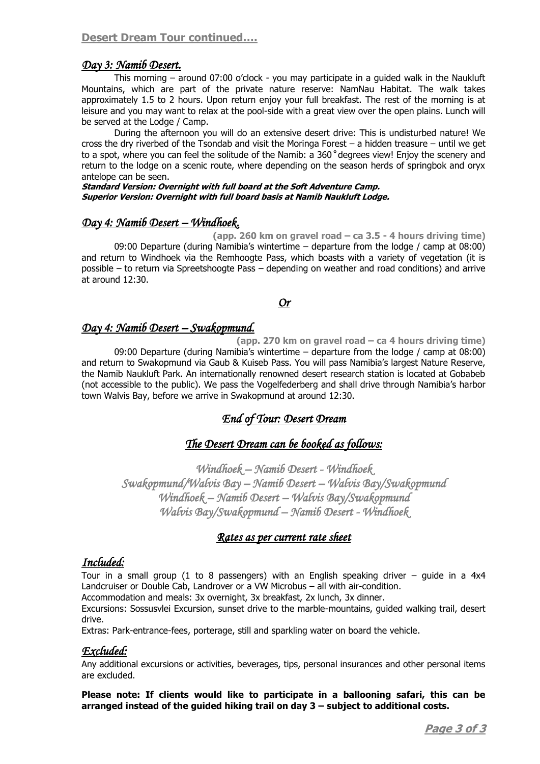## Desert Dream Tour continued….

### *Day 3: Namib Desert.*

This morning – around 07:00 o'clock - you may participate in a guided walk in the Naukluft Mountains, which are part of the private nature reserve: NamNau Habitat. The walk takes approximately 1.5 to 2 hours. Upon return enjoy your full breakfast. The rest of the morning is at leisure and you may want to relax at the pool-side with a great view over the open plains. Lunch will be served at the Lodge / Camp.

During the afternoon you will do an extensive desert drive: This is undisturbed nature! We cross the dry riverbed of the Tsondab and visit the Moringa Forest – a hidden treasure – until we get to a spot, where you can feel the solitude of the Namib: a 360° degrees view! Enjoy the scenery and return to the lodge on a scenic route, where depending on the season herds of springbok and oryx antelope can be seen.

***Standard Version: Overnight with full board at the Soft Adventure Camp.***
***Superior Version: Overnight with full board basis at Namib Naukluft Lodge.***

### *Day 4: Namib Desert – Windhoek.*

**(app. 260 km on gravel road – ca 3.5 - 4 hours driving time)**

09:00 Departure (during Namibia's wintertime – departure from the lodge / camp at 08:00) and return to Windhoek via the Remhoogte Pass, which boasts with a variety of vegetation (it is possible – to return via Spreetshoogte Pass – depending on weather and road conditions) and arrive at around 12:30.

*Or*

### *Day 4: Namib Desert – Swakopmund.*

**(app. 270 km on gravel road – ca 4 hours driving time)**

09:00 Departure (during Namibia's wintertime – departure from the lodge / camp at 08:00) and return to Swakopmund via Gaub & Kuiseb Pass. You will pass Namibia's largest Nature Reserve, the Namib Naukluft Park. An internationally renowned desert research station is located at Gobabeb (not accessible to the public). We pass the Vogelfederberg and shall drive through Namibia's harbor town Walvis Bay, before we arrive in Swakopmund at around 12:30.

## *End of Tour: Desert Dream*

## *The Desert Dream can be booked as follows:*

*Windhoek – Namib Desert - Windhoek*
*Swakopmund/Walvis Bay – Namib Desert – Walvis Bay/Swakopmund*
*Windhoek – Namib Desert – Walvis Bay/Swakopmund*
*Walvis Bay/Swakopmund – Namib Desert - Windhoek*

## *Rates as per current rate sheet*

### *Included:*

Tour in a small group (1 to 8 passengers) with an English speaking driver – guide in a 4x4 Landcruiser or Double Cab, Landrover or a VW Microbus – all with air-condition.

Accommodation and meals: 3x overnight, 3x breakfast, 2x lunch, 3x dinner.

Excursions: Sossusvlei Excursion, sunset drive to the marble-mountains, guided walking trail, desert drive.

Extras: Park-entrance-fees, porterage, still and sparkling water on board the vehicle.

### *Excluded:*

Any additional excursions or activities, beverages, tips, personal insurances and other personal items are excluded.

**Please note: If clients would like to participate in a ballooning safari, this can be arranged instead of the guided hiking trail on day 3 – subject to additional costs.**